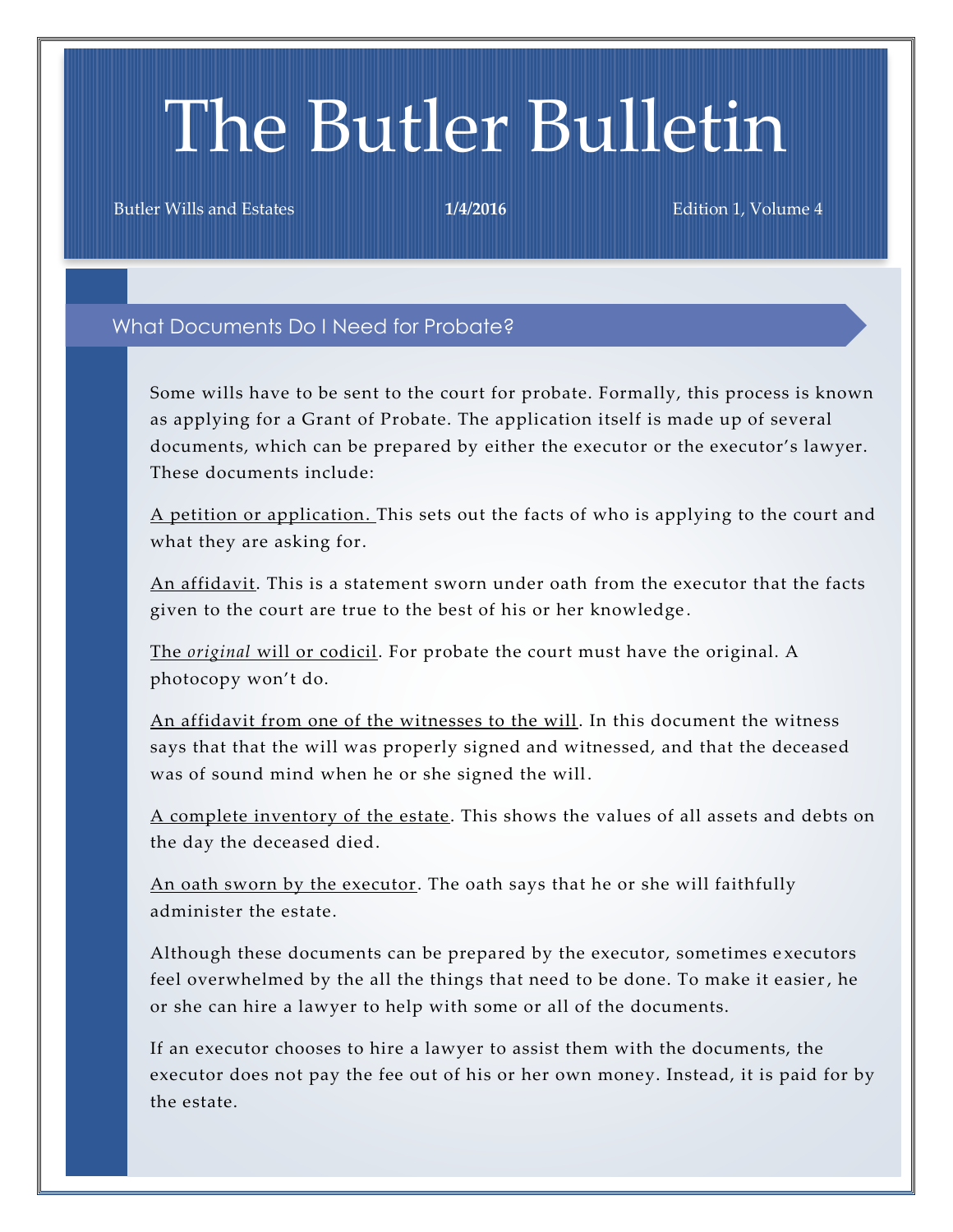# The Butler Bulletin

Butler Wills and Estates **1/4/2016** Edition 1, Volume 4

## What Documents Do I Need for Probate?

Some wills have to be sent to the court for probate. Formally, this process is known as applying for a Grant of Probate. The application itself is made up of several documents, which can be prepared by either the executor or the executor's lawyer. These documents include:

<u>A petition or application.</u> This sets out the facts of who is applying to the court and what they are asking for.

<u>An affidavit</u>. This is a statement sworn under oath from the executor that the facts given to the court are true to the best of his or her knowledge.

<u>The *original* will or codicil</u>. For probate the court must have the original. A photocopy won't do.

<u>An affidavit from one of the witnesses to the will</u>. In this document the witness says that that the will was properly signed and witnessed, and that the deceased was of sound mind when he or she signed the will.

<u>A complete inventory of the estate</u>. This shows the values of all assets and debts on the day the deceased died.

<u>An oath sworn by the executor</u>. The oath says that he or she will faithfully administer the estate.

Although these documents can be prepared by the executor, sometimes executors feel overwhelmed by the all the things that need to be done. To make it easier, he or she can hire a lawyer to help with some or all of the documents.

If an executor chooses to hire a lawyer to assist them with the documents, the executor does not pay the fee out of his or her own money. Instead, it is paid for by the estate.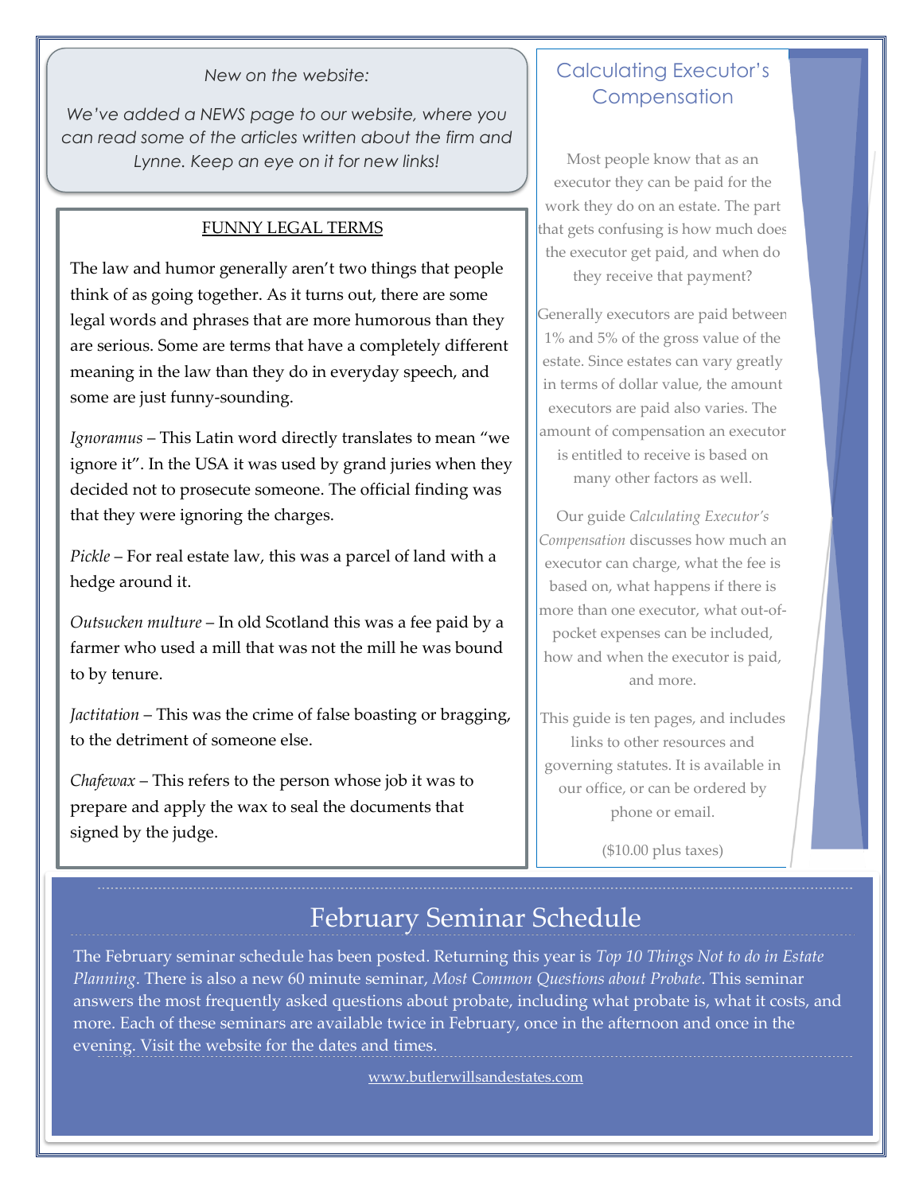*New on the website:*

*We've added a NEWS page to our website, where you can read some of the articles written about the firm and Lynne. Keep an eye on it for new links!*

## FUNNY LEGAL TERMS

The law and humor generally aren't two things that people think of as going together. As it turns out, there are some legal words and phrases that are more humorous than they are serious. Some are terms that have a completely different meaning in the law than they do in everyday speech, and some are just funny-sounding.

*Ignoramus* – This Latin word directly translates to mean "we ignore it". In the USA it was used by grand juries when they decided not to prosecute someone. The official finding was that they were ignoring the charges.

*Pickle* – For real estate law, this was a parcel of land with a hedge around it.

*Outsucken multure* – In old Scotland this was a fee paid by a farmer who used a mill that was not the mill he was bound to by tenure.

*Jactitation* – This was the crime of false boasting or bragging, to the detriment of someone else.

*Chafewax* – This refers to the person whose job it was to prepare and apply the wax to seal the documents that signed by the judge.

## Calculating Executor's Compensation

Most people know that as an executor they can be paid for the work they do on an estate. The part that gets confusing is how much does the executor get paid, and when do they receive that payment?

Generally executors are paid between 1% and 5% of the gross value of the estate. Since estates can vary greatly in terms of dollar value, the amount executors are paid also varies. The amount of compensation an executor is entitled to receive is based on many other factors as well.

Our guide *Calculating Executor's Compensation* discusses how much an executor can charge, what the fee is based on, what happens if there is more than one executor, what out-of-pocket expenses can be included, how and when the executor is paid, and more.

This guide is ten pages, and includes links to other resources and governing statutes. It is available in our office, or can be ordered by phone or email.

($10.00 plus taxes)

## February Seminar Schedule

The February seminar schedule has been posted. Returning this year is *Top 10 Things Not to do in Estate Planning*. There is also a new 60 minute seminar, *Most Common Questions about Probate*. This seminar answers the most frequently asked questions about probate, including what probate is, what it costs, and more. Each of these seminars are available twice in February, once in the afternoon and once in the evening. Visit the website for the dates and times.

www.butlerwillsandestates.com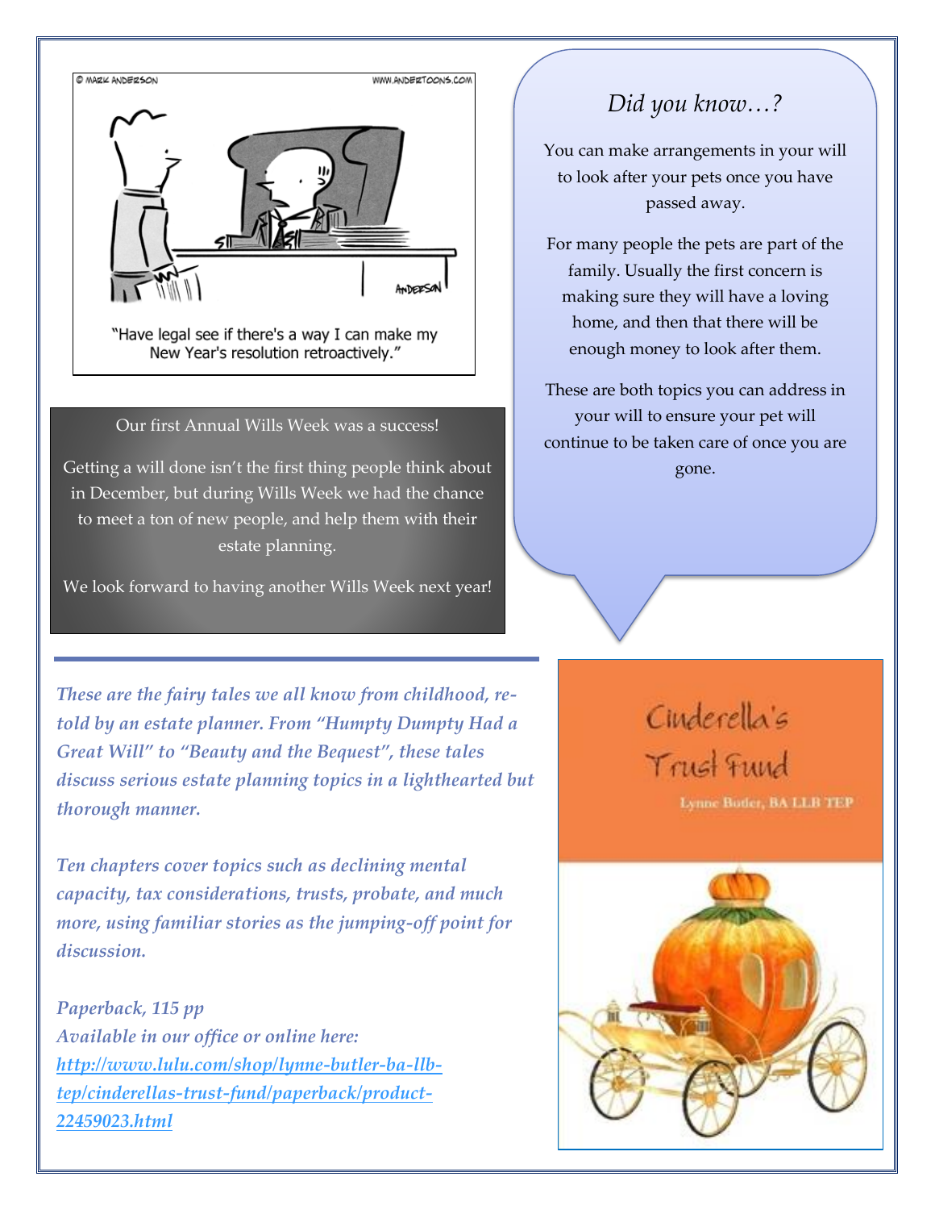"Have legal see if there's a way I can make my New Year's resolution retroactively."

Our first Annual Wills Week was a success!

Getting a will done isn't the first thing people think about in December, but during Wills Week we had the chance to meet a ton of new people, and help them with their estate planning.

We look forward to having another Wills Week next year!

## *Did you know…?*

You can make arrangements in your will to look after your pets once you have passed away.

For many people the pets are part of the family. Usually the first concern is making sure they will have a loving home, and then that there will be enough money to look after them.

These are both topics you can address in your will to ensure your pet will continue to be taken care of once you are gone.

---

***These are the fairy tales we all know from childhood, re-told by an estate planner. From "Humpty Dumpty Had a Great Will" to "Beauty and the Bequest", these tales discuss serious estate planning topics in a lighthearted but thorough manner.***

***Ten chapters cover topics such as declining mental capacity, tax considerations, trusts, probate, and much more, using familiar stories as the jumping-off point for discussion.***

***Paperback, 115 pp***
***Available in our office or online here:***
***http://www.lulu.com/shop/lynne-butler-ba-llb-tep/cinderellas-trust-fund/paperback/product-22459023.html***

Cinderella's Trust Fund

Lynne Butler, BA LLB TEP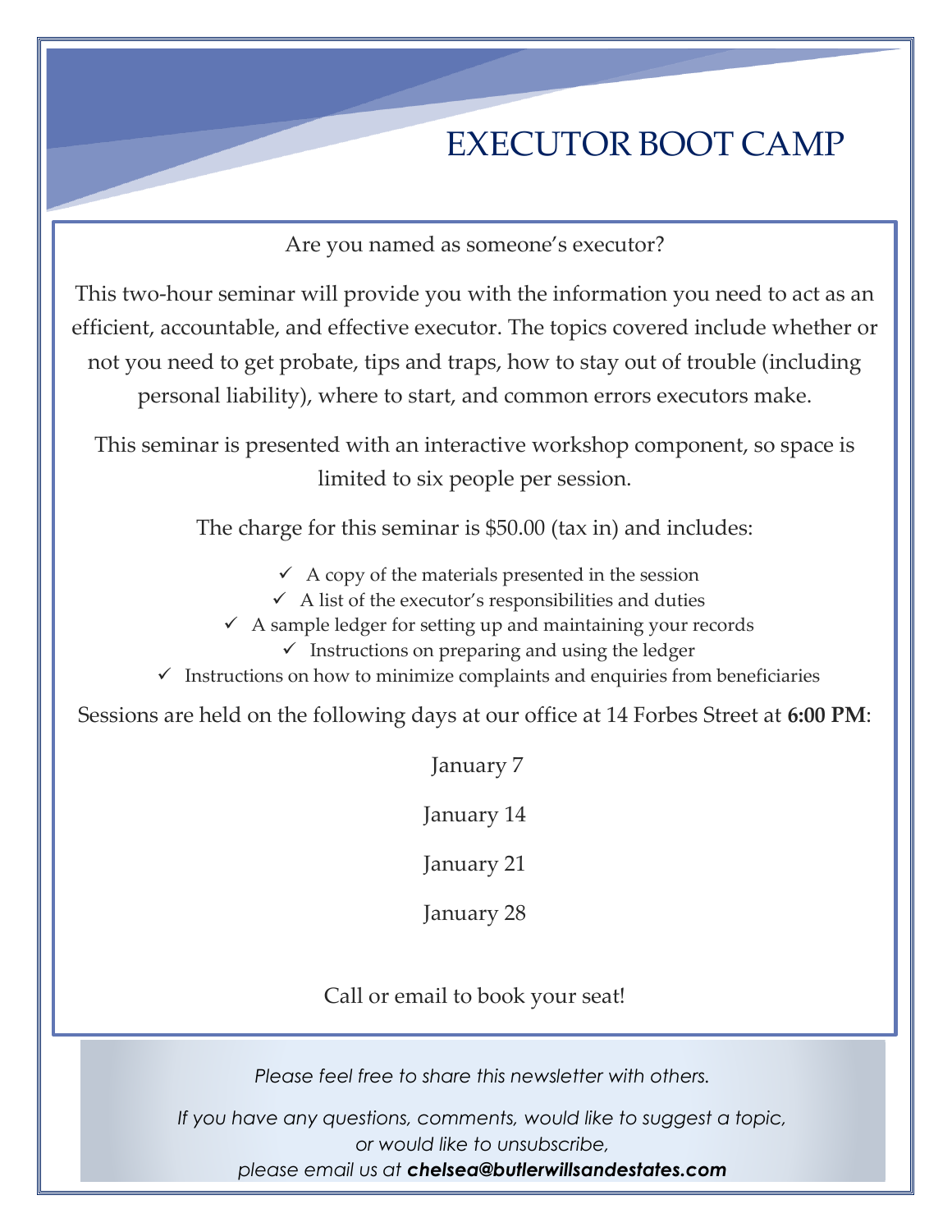# EXECUTOR BOOT CAMP

Are you named as someone's executor?

This two-hour seminar will provide you with the information you need to act as an efficient, accountable, and effective executor. The topics covered include whether or not you need to get probate, tips and traps, how to stay out of trouble (including personal liability), where to start, and common errors executors make.

This seminar is presented with an interactive workshop component, so space is limited to six people per session.

The charge for this seminar is $50.00 (tax in) and includes:

- ✓ A copy of the materials presented in the session
- ✓ A list of the executor's responsibilities and duties
- ✓ A sample ledger for setting up and maintaining your records
- ✓ Instructions on preparing and using the ledger
- ✓ Instructions on how to minimize complaints and enquiries from beneficiaries

Sessions are held on the following days at our office at 14 Forbes Street at **6:00 PM**:

January 7

January 14

January 21

January 28

Call or email to book your seat!

*Please feel free to share this newsletter with others.*

*If you have any questions, comments, would like to suggest a topic, or would like to unsubscribe, please email us at* ***chelsea@butlerwillsandestates.com***